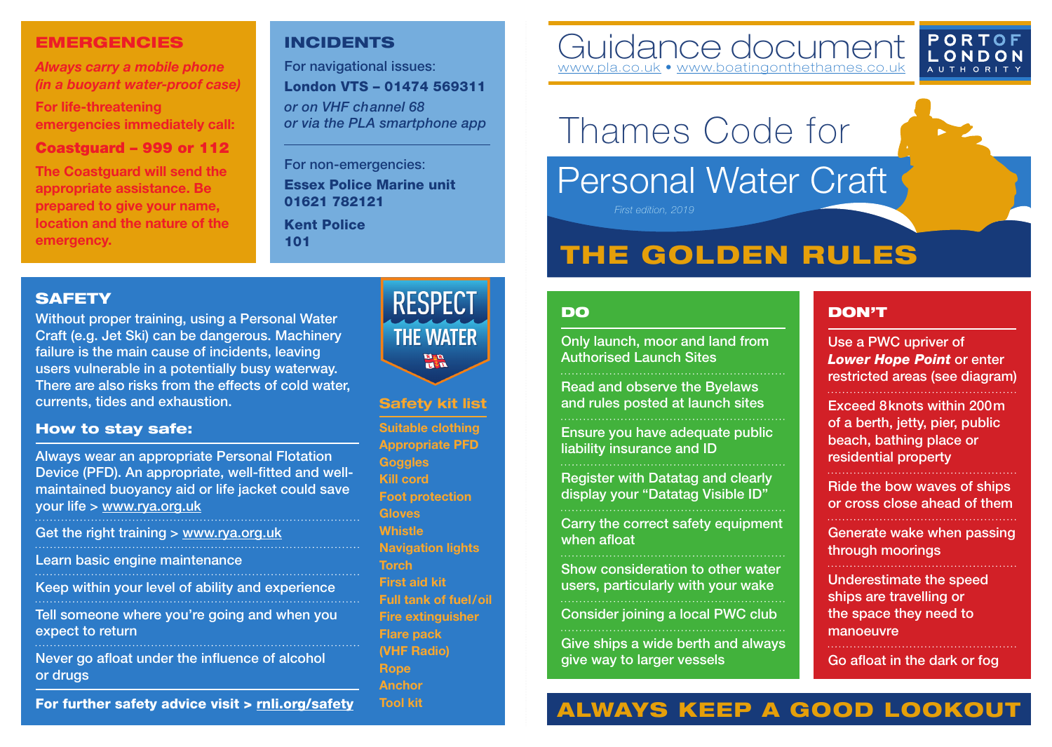# Guidance document

www.pla.co.uk • www.boatingonthethames.co.uk

PORT OF LONDON AUTHORITY

# Thames Code for Personal Water Craft

*First edition, 2019*

## THE GOLDEN RULES

### DO

- Only launch, moor and land from Authorised Launch Sites
- Read and observe the Byelaws and rules posted at launch sites
- Ensure you have adequate public liability insurance and ID
- Register with Datatag and clearly display your "Datatag Visible ID"
- Carry the correct safety equipment when afloat
- Show consideration to other water users, particularly with your wake
- Consider joining a local PWC club
- Give ships a wide berth and always give way to larger vessels

### DON'T

- Use a PWC upriver of ***Lower Hope Point*** or enter restricted areas (see diagram)
- Exceed 8knots within 200m of a berth, jetty, pier, public beach, bathing place or residential property
- Ride the bow waves of ships or cross close ahead of them
- Generate wake when passing through moorings
- Underestimate the speed ships are travelling or the space they need to manoeuvre
- Go afloat in the dark or fog

## ALWAYS KEEP A GOOD LOOKOUT

## EMERGENCIES

*Always carry a mobile phone (in a buoyant water-proof case)*

For life-threatening emergencies immediately call:

**Coastguard – 999 or 112**

The Coastguard will send the appropriate assistance. Be prepared to give your name, location and the nature of the emergency.

## INCIDENTS

For navigational issues:

**London VTS – 01474 569311**

*or on VHF channel 68*
*or via the PLA smartphone app*

For non-emergencies:

**Essex Police Marine unit**
**01621 782121**

**Kent Police**
**101**

## SAFETY

Without proper training, using a Personal Water Craft (e.g. Jet Ski) can be dangerous. Machinery failure is the main cause of incidents, leaving users vulnerable in a potentially busy waterway. There are also risks from the effects of cold water, currents, tides and exhaustion.

### How to stay safe:

- Always wear an appropriate Personal Flotation Device (PFD). An appropriate, well-fitted and well-maintained buoyancy aid or life jacket could save your life > www.rya.org.uk
- Get the right training > www.rya.org.uk
- Learn basic engine maintenance
- Keep within your level of ability and experience
- Tell someone where you're going and when you expect to return
- Never go afloat under the influence of alcohol or drugs

**For further safety advice visit > rnli.org/safety**

RESPECT THE WATER

### Safety kit list

- Suitable clothing
- Appropriate PFD
- Goggles
- Kill cord
- Foot protection
- Gloves
- Whistle
- Navigation lights
- Torch
- First aid kit
- Full tank of fuel/oil
- Fire extinguisher
- Flare pack
- (VHF Radio)
- Rope
- Anchor
- Tool kit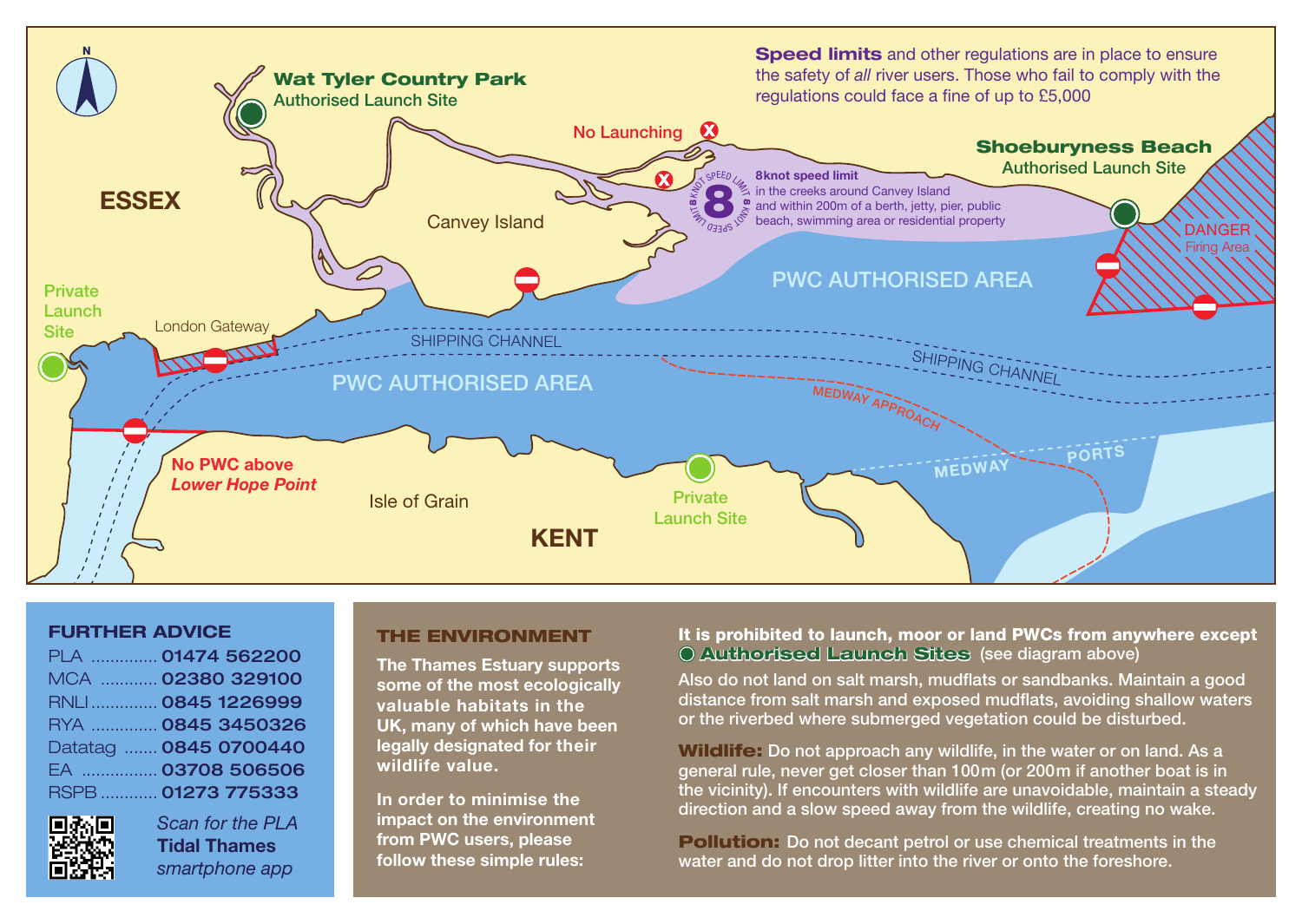**Speed limits** and other regulations are in place to ensure the safety of *all* river users. Those who fail to comply with the regulations could face a fine of up to £5,000

ESSEX

Wat Tyler Country Park
Authorised Launch Site

No Launching

Canvey Island

8knot speed limit
in the creeks around Canvey Island and within 200m of a berth, jetty, pier, public beach, swimming area or residential property

Shoeburyness Beach
Authorised Launch Site

DANGER
Firing Area

PWC AUTHORISED AREA

Private Launch Site

London Gateway

SHIPPING CHANNEL

PWC AUTHORISED AREA

SHIPPING CHANNEL

MEDWAY APPROACH

MEDWAY PORTS

No PWC above
*Lower Hope Point*

Isle of Grain

KENT

Private Launch Site

## FURTHER ADVICE

| | |
|---|---|
| PLA | **01474 562200** |
| MCA | **02380 329100** |
| RNLI | **0845 1226999** |
| RYA | **0845 3450326** |
| Datatag | **0845 0700440** |
| EA | **03708 506506** |
| RSPB | **01273 775333** |

*Scan for the PLA* **Tidal Thames** *smartphone app*

## THE ENVIRONMENT

**The Thames Estuary supports some of the most ecologically valuable habitats in the UK, many of which have been legally designated for their wildlife value.**

**In order to minimise the impact on the environment from PWC users, please follow these simple rules:**

**It is prohibited to launch, moor or land PWCs from anywhere except ● Authorised Launch Sites** (see diagram above)

Also do not land on salt marsh, mudflats or sandbanks. Maintain a good distance from salt marsh and exposed mudflats, avoiding shallow waters or the riverbed where submerged vegetation could be disturbed.

**Wildlife:** Do not approach any wildlife, in the water or on land. As a general rule, never get closer than 100m (or 200m if another boat is in the vicinity). If encounters with wildlife are unavoidable, maintain a steady direction and a slow speed away from the wildlife, creating no wake.

**Pollution:** Do not decant petrol or use chemical treatments in the water and do not drop litter into the river or onto the foreshore.